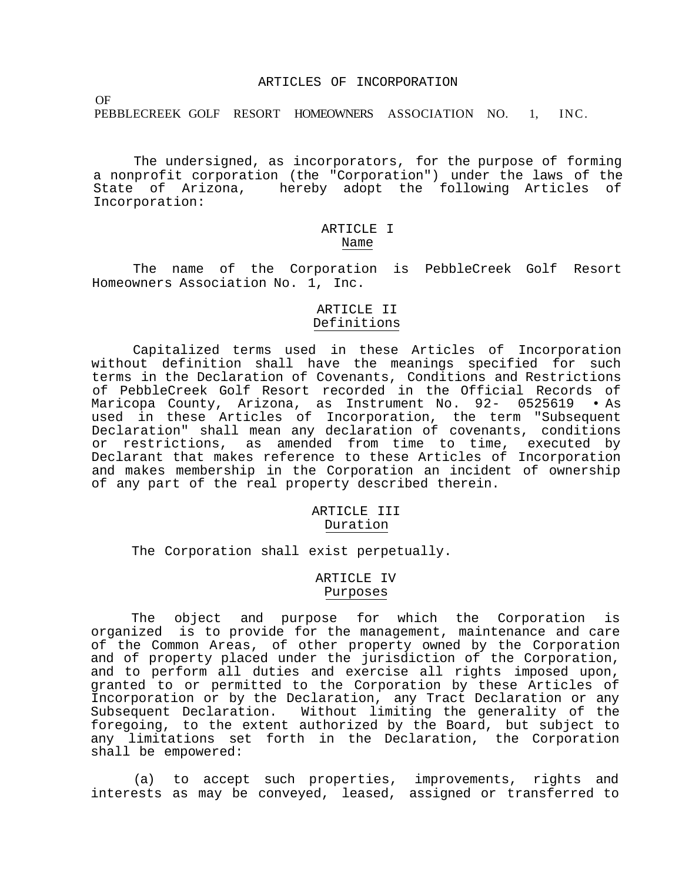# ARTICLES OF INCORPORATION

OF

PEBBLECREEK GOLF RESORT HOMEOWNERS ASSOCIATION NO. 1, INC.

The undersigned, as incorporators, for the purpose of forming a nonprofit corporation (the "Corporation") under the laws of the State of Arizona, hereby adopt the following Articles of Incorporation:

## ARTICLE I
Name

The name of the Corporation is PebbleCreek Golf Resort Homeowners Association No. 1, Inc.

## ARTICLE II
Definitions

Capitalized terms used in these Articles of Incorporation without definition shall have the meanings specified for such terms in the Declaration of Covenants, Conditions and Restrictions of PebbleCreek Golf Resort recorded in the Official Records of Maricopa County, Arizona, as Instrument No. 92- 0525619 • As used in these Articles of Incorporation, the term "Subsequent Declaration" shall mean any declaration of covenants, conditions or restrictions, as amended from time to time, executed by Declarant that makes reference to these Articles of Incorporation and makes membership in the Corporation an incident of ownership of any part of the real property described therein.

## ARTICLE III
Duration

The Corporation shall exist perpetually.

## ARTICLE IV
Purposes

The object and purpose for which the Corporation is organized is to provide for the management, maintenance and care of the Common Areas, of other property owned by the Corporation and of property placed under the jurisdiction of the Corporation, and to perform all duties and exercise all rights imposed upon, granted to or permitted to the Corporation by these Articles of Incorporation or by the Declaration, any Tract Declaration or any Subsequent Declaration. Without limiting the generality of the foregoing, to the extent authorized by the Board, but subject to any limitations set forth in the Declaration, the Corporation shall be empowered:

(a) to accept such properties, improvements, rights and interests as may be conveyed, leased, assigned or transferred to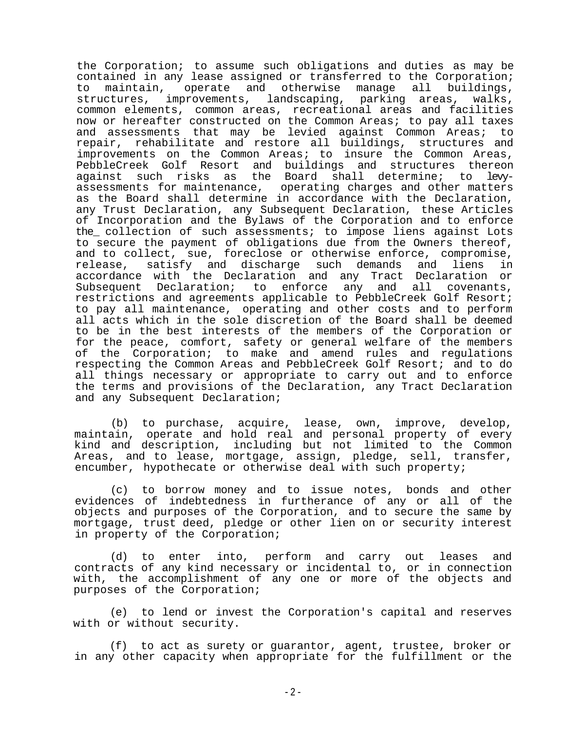the Corporation; to assume such obligations and duties as may be contained in any lease assigned or transferred to the Corporation; to maintain, operate and otherwise manage all buildings, structures, improvements, landscaping, parking areas, walks, common elements, common areas, recreational areas and facilities now or hereafter constructed on the Common Areas; to pay all taxes and assessments that may be levied against Common Areas; to repair, rehabilitate and restore all buildings, structures and improvements on the Common Areas; to insure the Common Areas, PebbleCreek Golf Resort and buildings and structures thereon against such risks as the Board shall determine; to levy-assessments for maintenance, operating charges and other matters as the Board shall determine in accordance with the Declaration, any Trust Declaration, any Subsequent Declaration, these Articles of Incorporation and the Bylaws of the Corporation and to enforce the_ collection of such assessments; to impose liens against Lots to secure the payment of obligations due from the Owners thereof, and to collect, sue, foreclose or otherwise enforce, compromise, release, satisfy and discharge such demands and liens in accordance with the Declaration and any Tract Declaration or Subsequent Declaration; to enforce any and all covenants, restrictions and agreements applicable to PebbleCreek Golf Resort; to pay all maintenance, operating and other costs and to perform all acts which in the sole discretion of the Board shall be deemed to be in the best interests of the members of the Corporation or for the peace, comfort, safety or general welfare of the members of the Corporation; to make and amend rules and regulations respecting the Common Areas and PebbleCreek Golf Resort; and to do all things necessary or appropriate to carry out and to enforce the terms and provisions of the Declaration, any Tract Declaration and any Subsequent Declaration;

(b) to purchase, acquire, lease, own, improve, develop, maintain, operate and hold real and personal property of every kind and description, including but not limited to the Common Areas, and to lease, mortgage, assign, pledge, sell, transfer, encumber, hypothecate or otherwise deal with such property;

(c) to borrow money and to issue notes, bonds and other evidences of indebtedness in furtherance of any or all of the objects and purposes of the Corporation, and to secure the same by mortgage, trust deed, pledge or other lien on or security interest in property of the Corporation;

(d) to enter into, perform and carry out leases and contracts of any kind necessary or incidental to, or in connection with, the accomplishment of any one or more of the objects and purposes of the Corporation;

(e) to lend or invest the Corporation's capital and reserves with or without security.

(f) to act as surety or guarantor, agent, trustee, broker or in any other capacity when appropriate for the fulfillment or the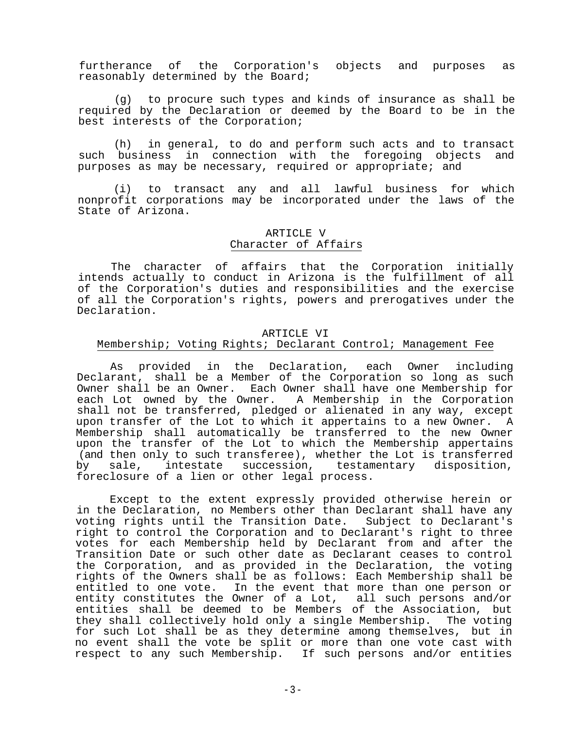furtherance of the Corporation's objects and purposes as reasonably determined by the Board;

(g) to procure such types and kinds of insurance as shall be required by the Declaration or deemed by the Board to be in the best interests of the Corporation;

(h) in general, to do and perform such acts and to transact such business in connection with the foregoing objects and purposes as may be necessary, required or appropriate; and

(i) to transact any and all lawful business for which nonprofit corporations may be incorporated under the laws of the State of Arizona.

## ARTICLE V
## Character of Affairs

The character of affairs that the Corporation initially intends actually to conduct in Arizona is the fulfillment of all of the Corporation's duties and responsibilities and the exercise of all the Corporation's rights, powers and prerogatives under the Declaration.

## ARTICLE VI
## Membership; Voting Rights; Declarant Control; Management Fee

As provided in the Declaration, each Owner including Declarant, shall be a Member of the Corporation so long as such Owner shall be an Owner. Each Owner shall have one Membership for each Lot owned by the Owner. A Membership in the Corporation shall not be transferred, pledged or alienated in any way, except upon transfer of the Lot to which it appertains to a new Owner. A Membership shall automatically be transferred to the new Owner upon the transfer of the Lot to which the Membership appertains (and then only to such transferee), whether the Lot is transferred by sale, intestate succession, testamentary disposition, foreclosure of a lien or other legal process.

Except to the extent expressly provided otherwise herein or in the Declaration, no Members other than Declarant shall have any voting rights until the Transition Date. Subject to Declarant's right to control the Corporation and to Declarant's right to three votes for each Membership held by Declarant from and after the Transition Date or such other date as Declarant ceases to control the Corporation, and as provided in the Declaration, the voting rights of the Owners shall be as follows: Each Membership shall be entitled to one vote. In the event that more than one person or entity constitutes the Owner of a Lot, all such persons and/or entities shall be deemed to be Members of the Association, but they shall collectively hold only a single Membership. The voting for such Lot shall be as they determine among themselves, but in no event shall the vote be split or more than one vote cast with respect to any such Membership. If such persons and/or entities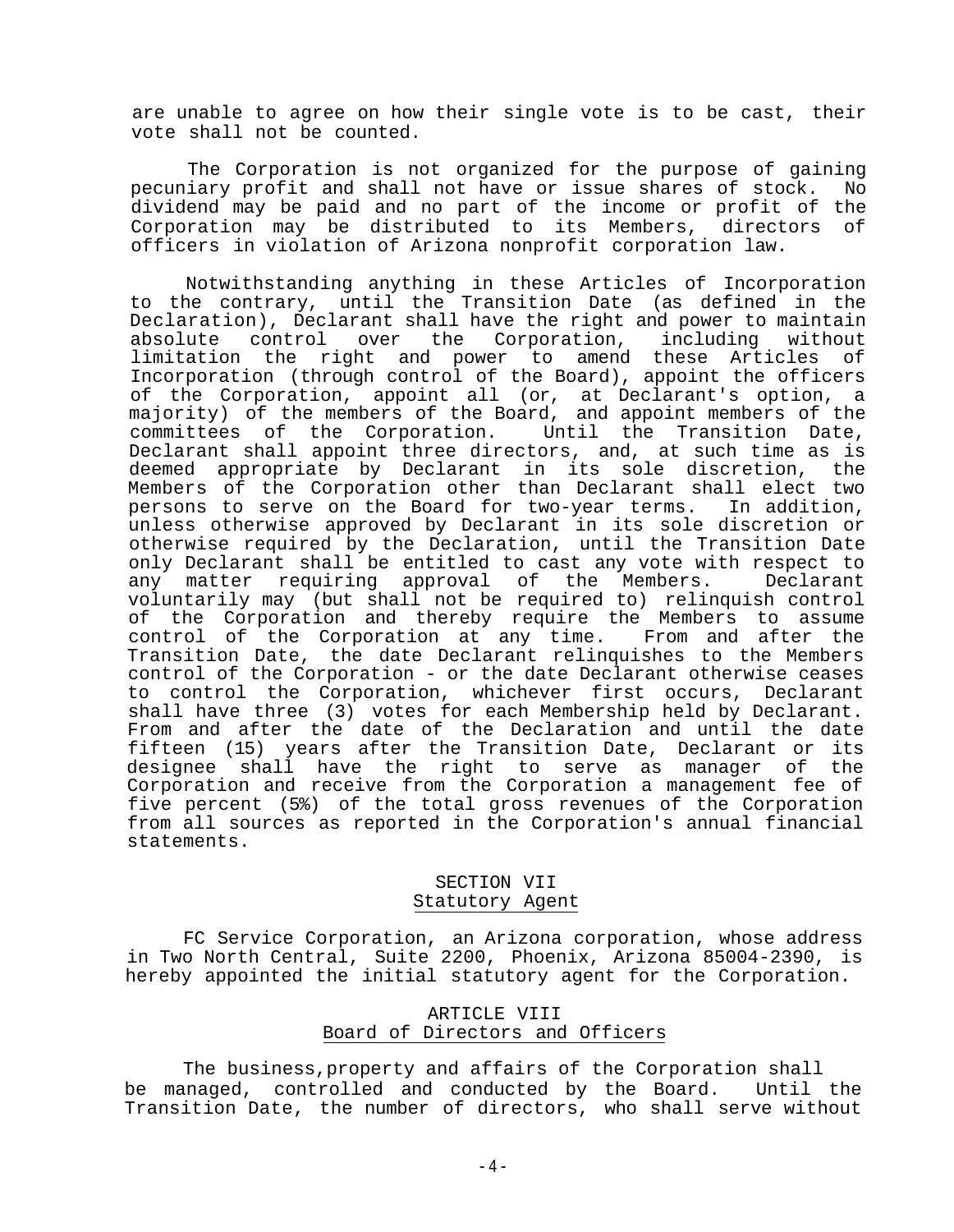are unable to agree on how their single vote is to be cast, their vote shall not be counted.

The Corporation is not organized for the purpose of gaining pecuniary profit and shall not have or issue shares of stock. No dividend may be paid and no part of the income or profit of the Corporation may be distributed to its Members, directors of officers in violation of Arizona nonprofit corporation law.

Notwithstanding anything in these Articles of Incorporation to the contrary, until the Transition Date (as defined in the Declaration), Declarant shall have the right and power to maintain absolute control over the Corporation, including without limitation the right and power to amend these Articles of Incorporation (through control of the Board), appoint the officers of the Corporation, appoint all (or, at Declarant's option, a majority) of the members of the Board, and appoint members of the committees of the Corporation. Until the Transition Date, Declarant shall appoint three directors, and, at such time as is deemed appropriate by Declarant in its sole discretion, the Members of the Corporation other than Declarant shall elect two persons to serve on the Board for two-year terms. In addition, unless otherwise approved by Declarant in its sole discretion or otherwise required by the Declaration, until the Transition Date only Declarant shall be entitled to cast any vote with respect to any matter requiring approval of the Members. Declarant voluntarily may (but shall not be required to) relinquish control of the Corporation and thereby require the Members to assume control of the Corporation at any time. From and after the Transition Date, the date Declarant relinquishes to the Members control of the Corporation - or the date Declarant otherwise ceases to control the Corporation, whichever first occurs, Declarant shall have three (3) votes for each Membership held by Declarant. From and after the date of the Declaration and until the date fifteen (15) years after the Transition Date, Declarant or its designee shall have the right to serve as manager of the Corporation and receive from the Corporation a management fee of five percent (5%) of the total gross revenues of the Corporation from all sources as reported in the Corporation's annual financial statements.

## SECTION VII
## Statutory Agent

FC Service Corporation, an Arizona corporation, whose address in Two North Central, Suite 2200, Phoenix, Arizona 85004-2390, is hereby appointed the initial statutory agent for the Corporation.

## ARTICLE VIII
## Board of Directors and Officers

The business,property and affairs of the Corporation shall be managed, controlled and conducted by the Board. Until the Transition Date, the number of directors, who shall serve without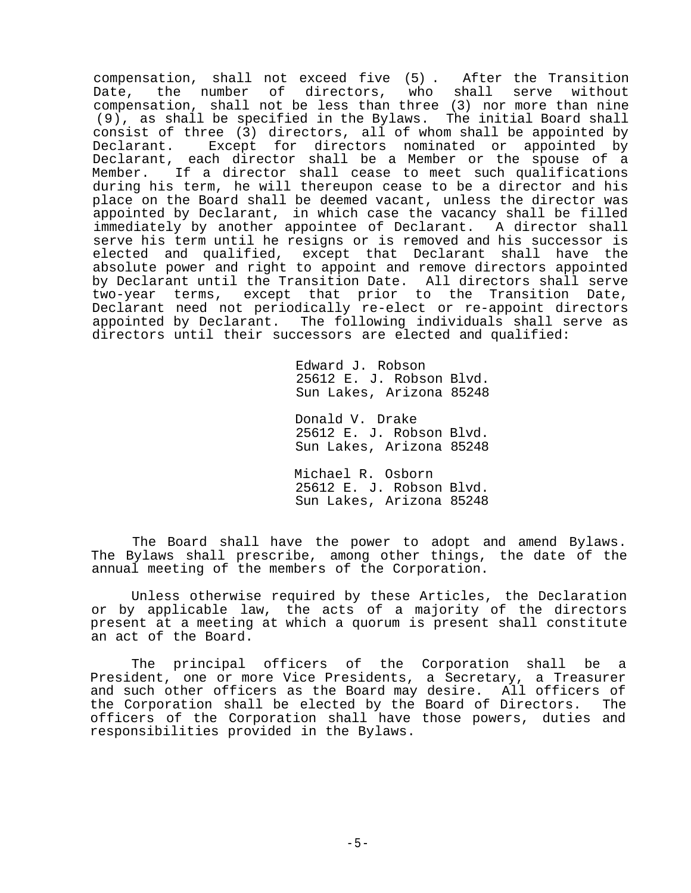compensation, shall not exceed five (5). After the Transition Date, the number of directors, who shall serve without compensation, shall not be less than three (3) nor more than nine (9), as shall be specified in the Bylaws. The initial Board shall consist of three (3) directors, all of whom shall be appointed by Declarant. Except for directors nominated or appointed by Declarant, each director shall be a Member or the spouse of a Member. If a director shall cease to meet such qualifications during his term, he will thereupon cease to be a director and his place on the Board shall be deemed vacant, unless the director was appointed by Declarant, in which case the vacancy shall be filled immediately by another appointee of Declarant. A director shall serve his term until he resigns or is removed and his successor is elected and qualified, except that Declarant shall have the absolute power and right to appoint and remove directors appointed by Declarant until the Transition Date. All directors shall serve two-year terms, except that prior to the Transition Date, Declarant need not periodically re-elect or re-appoint directors appointed by Declarant. The following individuals shall serve as directors until their successors are elected and qualified:

Edward J. Robson
25612 E. J. Robson Blvd.
Sun Lakes, Arizona 85248

Donald V. Drake
25612 E. J. Robson Blvd.
Sun Lakes, Arizona 85248

Michael R. Osborn
25612 E. J. Robson Blvd.
Sun Lakes, Arizona 85248

The Board shall have the power to adopt and amend Bylaws. The Bylaws shall prescribe, among other things, the date of the annual meeting of the members of the Corporation.

Unless otherwise required by these Articles, the Declaration or by applicable law, the acts of a majority of the directors present at a meeting at which a quorum is present shall constitute an act of the Board.

The principal officers of the Corporation shall be a President, one or more Vice Presidents, a Secretary, a Treasurer and such other officers as the Board may desire. All officers of the Corporation shall be elected by the Board of Directors. The officers of the Corporation shall have those powers, duties and responsibilities provided in the Bylaws.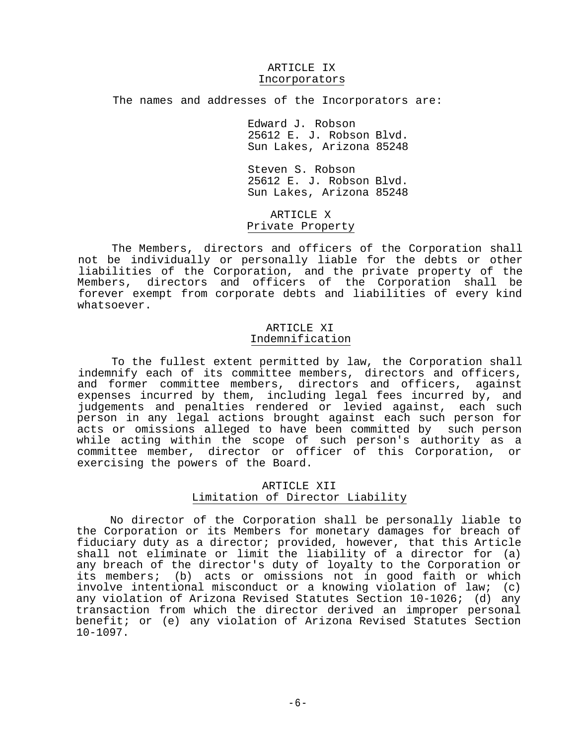## ARTICLE IX
### Incorporators

The names and addresses of the Incorporators are:

Edward J. Robson
25612 E. J. Robson Blvd.
Sun Lakes, Arizona 85248

Steven S. Robson
25612 E. J. Robson Blvd.
Sun Lakes, Arizona 85248

## ARTICLE X
### Private Property

The Members, directors and officers of the Corporation shall not be individually or personally liable for the debts or other liabilities of the Corporation, and the private property of the Members, directors and officers of the Corporation shall be forever exempt from corporate debts and liabilities of every kind whatsoever.

## ARTICLE XI
### Indemnification

To the fullest extent permitted by law, the Corporation shall indemnify each of its committee members, directors and officers, and former committee members, directors and officers, against expenses incurred by them, including legal fees incurred by, and judgements and penalties rendered or levied against, each such person in any legal actions brought against each such person for acts or omissions alleged to have been committed by such person while acting within the scope of such person's authority as a committee member, director or officer of this Corporation, or exercising the powers of the Board.

## ARTICLE XII
### Limitation of Director Liability

No director of the Corporation shall be personally liable to the Corporation or its Members for monetary damages for breach of fiduciary duty as a director; provided, however, that this Article shall not eliminate or limit the liability of a director for (a) any breach of the director's duty of loyalty to the Corporation or its members; (b) acts or omissions not in good faith or which involve intentional misconduct or a knowing violation of law; (c) any violation of Arizona Revised Statutes Section 10-1026; (d) any transaction from which the director derived an improper personal benefit; or (e) any violation of Arizona Revised Statutes Section 10-1097.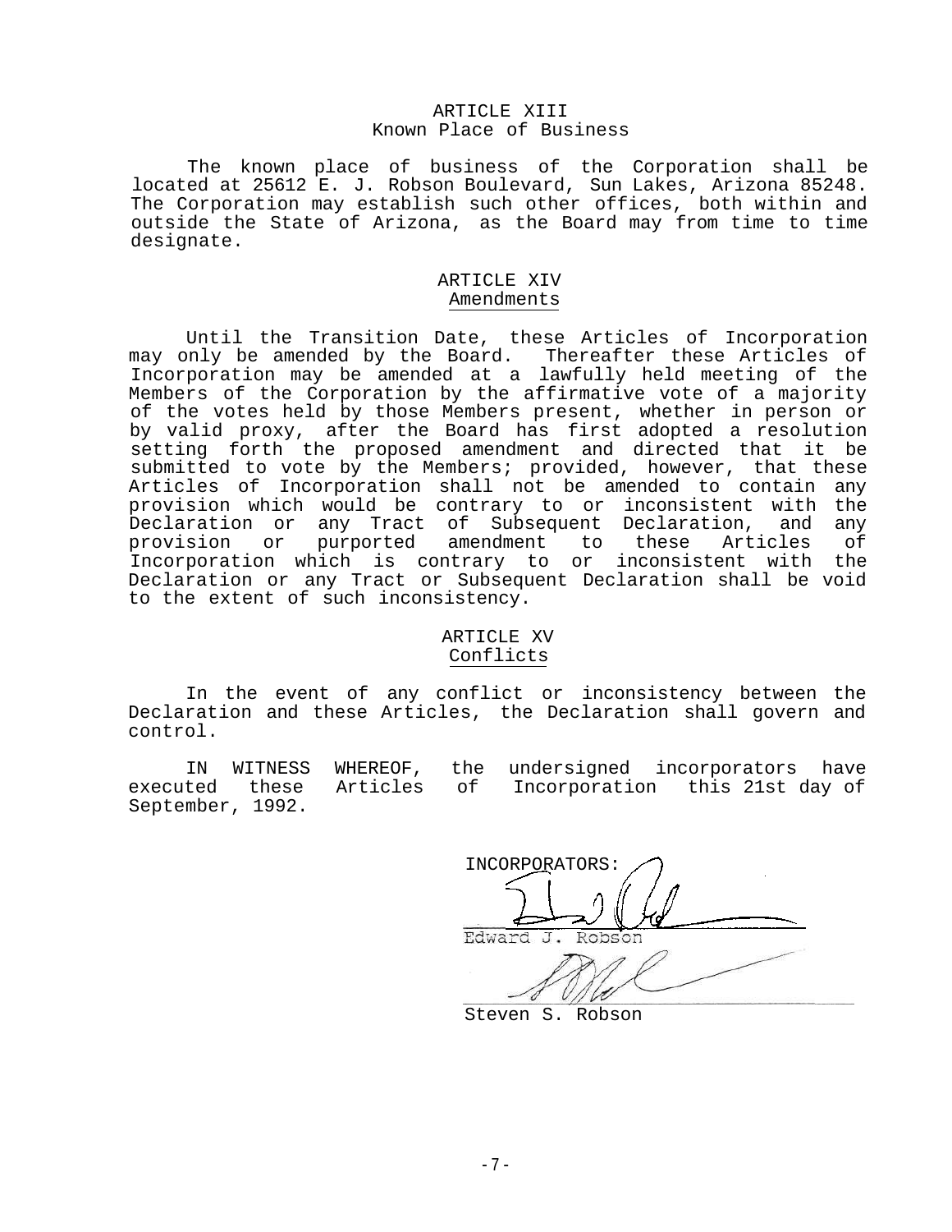## ARTICLE XIII
Known Place of Business

The known place of business of the Corporation shall be located at 25612 E. J. Robson Boulevard, Sun Lakes, Arizona 85248. The Corporation may establish such other offices, both within and outside the State of Arizona, as the Board may from time to time designate.

## ARTICLE XIV
Amendments

Until the Transition Date, these Articles of Incorporation may only be amended by the Board. Thereafter these Articles of Incorporation may be amended at a lawfully held meeting of the Members of the Corporation by the affirmative vote of a majority of the votes held by those Members present, whether in person or by valid proxy, after the Board has first adopted a resolution setting forth the proposed amendment and directed that it be submitted to vote by the Members; provided, however, that these Articles of Incorporation shall not be amended to contain any provision which would be contrary to or inconsistent with the Declaration or any Tract of Subsequent Declaration, and any provision or purported amendment to these Articles of Incorporation which is contrary to or inconsistent with the Declaration or any Tract or Subsequent Declaration shall be void to the extent of such inconsistency.

## ARTICLE XV
Conflicts

In the event of any conflict or inconsistency between the Declaration and these Articles, the Declaration shall govern and control.

IN WITNESS WHEREOF, the undersigned incorporators have executed these Articles of Incorporation this 21st day of September, 1992.

INCORPORATORS:

_______________________
Edward J. Robson

_______________________
Steven S. Robson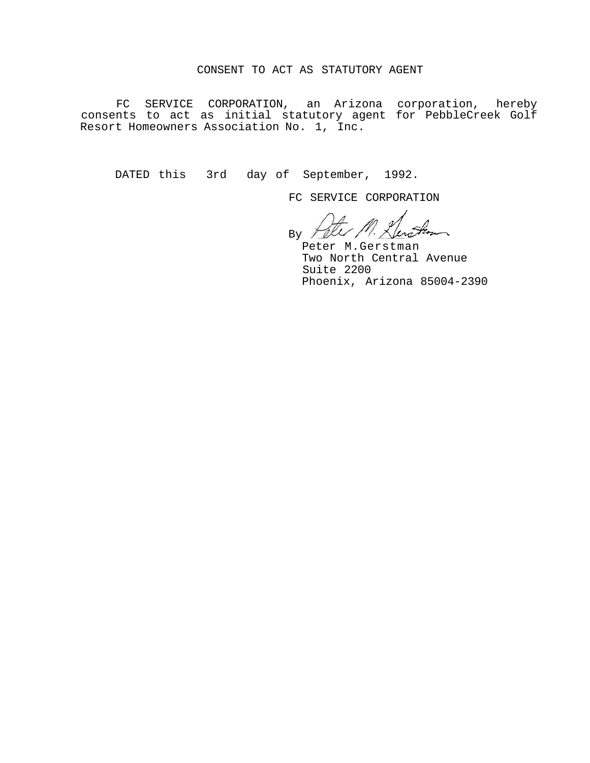# CONSENT TO ACT AS STATUTORY AGENT

FC SERVICE CORPORATION, an Arizona corporation, hereby consents to act as initial statutory agent for PebbleCreek Golf Resort Homeowners Association No. 1, Inc.

DATED this 3rd day of September, 1992.

FC SERVICE CORPORATION

By Peter M. Gerstman

Peter M.Gerstman
Two North Central Avenue
Suite 2200
Phoenix, Arizona 85004-2390